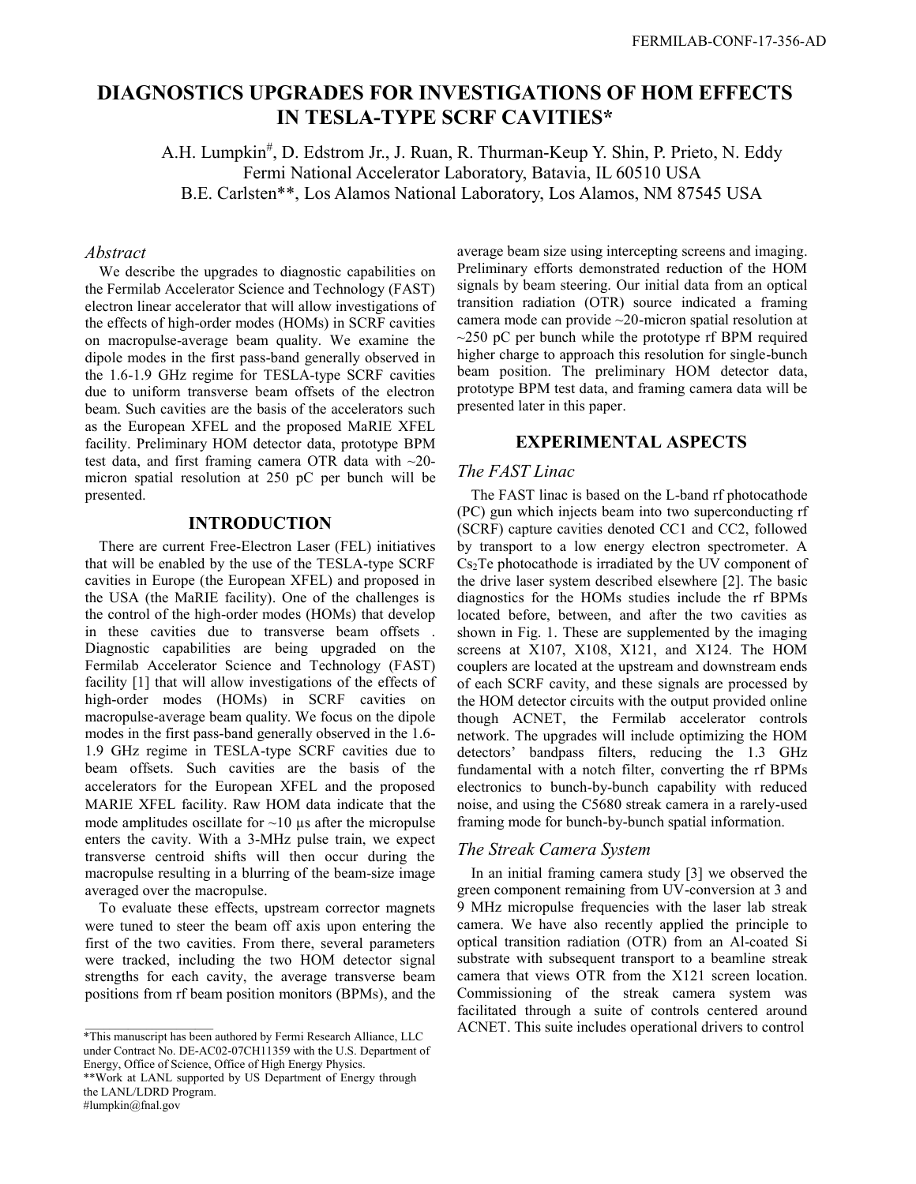FERMILAB-CONF-17-356-AD

# DIAGNOSTICS UPGRADES FOR INVESTIGATIONS OF HOM EFFECTS IN TESLA-TYPE SCRF CAVITIES*

A.H. Lumpkin#, D. Edstrom Jr., J. Ruan, R. Thurman-Keup Y. Shin, P. Prieto, N. Eddy
Fermi National Accelerator Laboratory, Batavia, IL 60510 USA
B.E. Carlsten**, Los Alamos National Laboratory, Los Alamos, NM 87545 USA

## *Abstract*

We describe the upgrades to diagnostic capabilities on the Fermilab Accelerator Science and Technology (FAST) electron linear accelerator that will allow investigations of the effects of high-order modes (HOMs) in SCRF cavities on macropulse-average beam quality. We examine the dipole modes in the first pass-band generally observed in the 1.6-1.9 GHz regime for TESLA-type SCRF cavities due to uniform transverse beam offsets of the electron beam. Such cavities are the basis of the accelerators such as the European XFEL and the proposed MaRIE XFEL facility. Preliminary HOM detector data, prototype BPM test data, and first framing camera OTR data with ~20-micron spatial resolution at 250 pC per bunch will be presented.

## INTRODUCTION

There are current Free-Electron Laser (FEL) initiatives that will be enabled by the use of the TESLA-type SCRF cavities in Europe (the European XFEL) and proposed in the USA (the MaRIE facility). One of the challenges is the control of the high-order modes (HOMs) that develop in these cavities due to transverse beam offsets . Diagnostic capabilities are being upgraded on the Fermilab Accelerator Science and Technology (FAST) facility [1] that will allow investigations of the effects of high-order modes (HOMs) in SCRF cavities on macropulse-average beam quality. We focus on the dipole modes in the first pass-band generally observed in the 1.6-1.9 GHz regime in TESLA-type SCRF cavities due to beam offsets. Such cavities are the basis of the accelerators for the European XFEL and the proposed MARIE XFEL facility. Raw HOM data indicate that the mode amplitudes oscillate for ~10 µs after the micropulse enters the cavity. With a 3-MHz pulse train, we expect transverse centroid shifts will then occur during the macropulse resulting in a blurring of the beam-size image averaged over the macropulse.

To evaluate these effects, upstream corrector magnets were tuned to steer the beam off axis upon entering the first of the two cavities. From there, several parameters were tracked, including the two HOM detector signal strengths for each cavity, the average transverse beam positions from rf beam position monitors (BPMs), and the average beam size using intercepting screens and imaging. Preliminary efforts demonstrated reduction of the HOM signals by beam steering. Our initial data from an optical transition radiation (OTR) source indicated a framing camera mode can provide ~20-micron spatial resolution at ~250 pC per bunch while the prototype rf BPM required higher charge to approach this resolution for single-bunch beam position. The preliminary HOM detector data, prototype BPM test data, and framing camera data will be presented later in this paper.

## EXPERIMENTAL ASPECTS

### *The FAST Linac*

The FAST linac is based on the L-band rf photocathode (PC) gun which injects beam into two superconducting rf (SCRF) capture cavities denoted CC1 and CC2, followed by transport to a low energy electron spectrometer. A $Cs_2Te$ photocathode is irradiated by the UV component of the drive laser system described elsewhere [2]. The basic diagnostics for the HOMs studies include the rf BPMs located before, between, and after the two cavities as shown in Fig. 1. These are supplemented by the imaging screens at X107, X108, X121, and X124. The HOM couplers are located at the upstream and downstream ends of each SCRF cavity, and these signals are processed by the HOM detector circuits with the output provided online though ACNET, the Fermilab accelerator controls network. The upgrades will include optimizing the HOM detectors' bandpass filters, reducing the 1.3 GHz fundamental with a notch filter, converting the rf BPMs electronics to bunch-by-bunch capability with reduced noise, and using the C5680 streak camera in a rarely-used framing mode for bunch-by-bunch spatial information.

### *The Streak Camera System*

In an initial framing camera study [3] we observed the green component remaining from UV-conversion at 3 and 9 MHz micropulse frequencies with the laser lab streak camera. We have also recently applied the principle to optical transition radiation (OTR) from an Al-coated Si substrate with subsequent transport to a beamline streak camera that views OTR from the X121 screen location. Commissioning of the streak camera system was facilitated through a suite of controls centered around ACNET. This suite includes operational drivers to control

*This manuscript has been authored by Fermi Research Alliance, LLC under Contract No. DE-AC02-07CH11359 with the U.S. Department of Energy, Office of Science, Office of High Energy Physics.
**Work at LANL supported by US Department of Energy through the LANL/LDRD Program.
#lumpkin@fnal.gov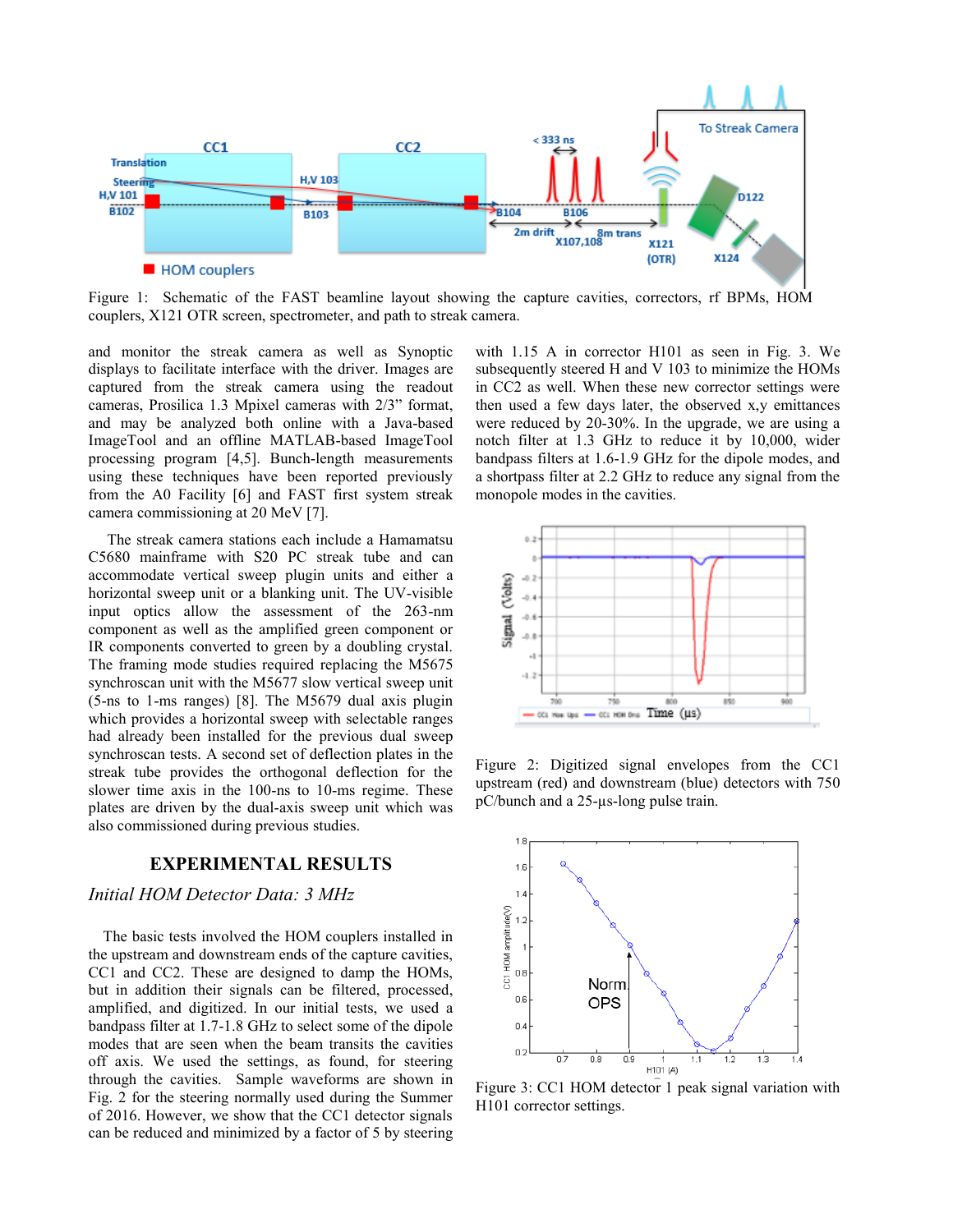Figure 1: Schematic of the FAST beamline layout showing the capture cavities, correctors, rf BPMs, HOM couplers, X121 OTR screen, spectrometer, and path to streak camera.

and monitor the streak camera as well as Synoptic displays to facilitate interface with the driver. Images are captured from the streak camera using the readout cameras, Prosilica 1.3 Mpixel cameras with 2/3" format, and may be analyzed both online with a Java-based ImageTool and an offline MATLAB-based ImageTool processing program [4,5]. Bunch-length measurements using these techniques have been reported previously from the A0 Facility [6] and FAST first system streak camera commissioning at 20 MeV [7].

The streak camera stations each include a Hamamatsu C5680 mainframe with S20 PC streak tube and can accommodate vertical sweep plugin units and either a horizontal sweep unit or a blanking unit. The UV-visible input optics allow the assessment of the 263-nm component as well as the amplified green component or IR components converted to green by a doubling crystal. The framing mode studies required replacing the M5675 synchroscan unit with the M5677 slow vertical sweep unit (5-ns to 1-ms ranges) [8]. The M5679 dual axis plugin which provides a horizontal sweep with selectable ranges had already been installed for the previous dual sweep synchroscan tests. A second set of deflection plates in the streak tube provides the orthogonal deflection for the slower time axis in the 100-ns to 10-ms regime. These plates are driven by the dual-axis sweep unit which was also commissioned during previous studies.

## EXPERIMENTAL RESULTS

### *Initial HOM Detector Data: 3 MHz*

The basic tests involved the HOM couplers installed in the upstream and downstream ends of the capture cavities, CC1 and CC2. These are designed to damp the HOMs, but in addition their signals can be filtered, processed, amplified, and digitized. In our initial tests, we used a bandpass filter at 1.7-1.8 GHz to select some of the dipole modes that are seen when the beam transits the cavities off axis. We used the settings, as found, for steering through the cavities. Sample waveforms are shown in Fig. 2 for the steering normally used during the Summer of 2016. However, we show that the CC1 detector signals can be reduced and minimized by a factor of 5 by steering with 1.15 A in corrector H101 as seen in Fig. 3. We subsequently steered H and V 103 to minimize the HOMs in CC2 as well. When these new corrector settings were then used a few days later, the observed x,y emittances were reduced by 20-30%. In the upgrade, we are using a notch filter at 1.3 GHz to reduce it by 10,000, wider bandpass filters at 1.6-1.9 GHz for the dipole modes, and a shortpass filter at 2.2 GHz to reduce any signal from the monopole modes in the cavities.

Figure 2: Digitized signal envelopes from the CC1 upstream (red) and downstream (blue) detectors with 750 pC/bunch and a 25-μs-long pulse train.

Figure 3: CC1 HOM detector 1 peak signal variation with H101 corrector settings.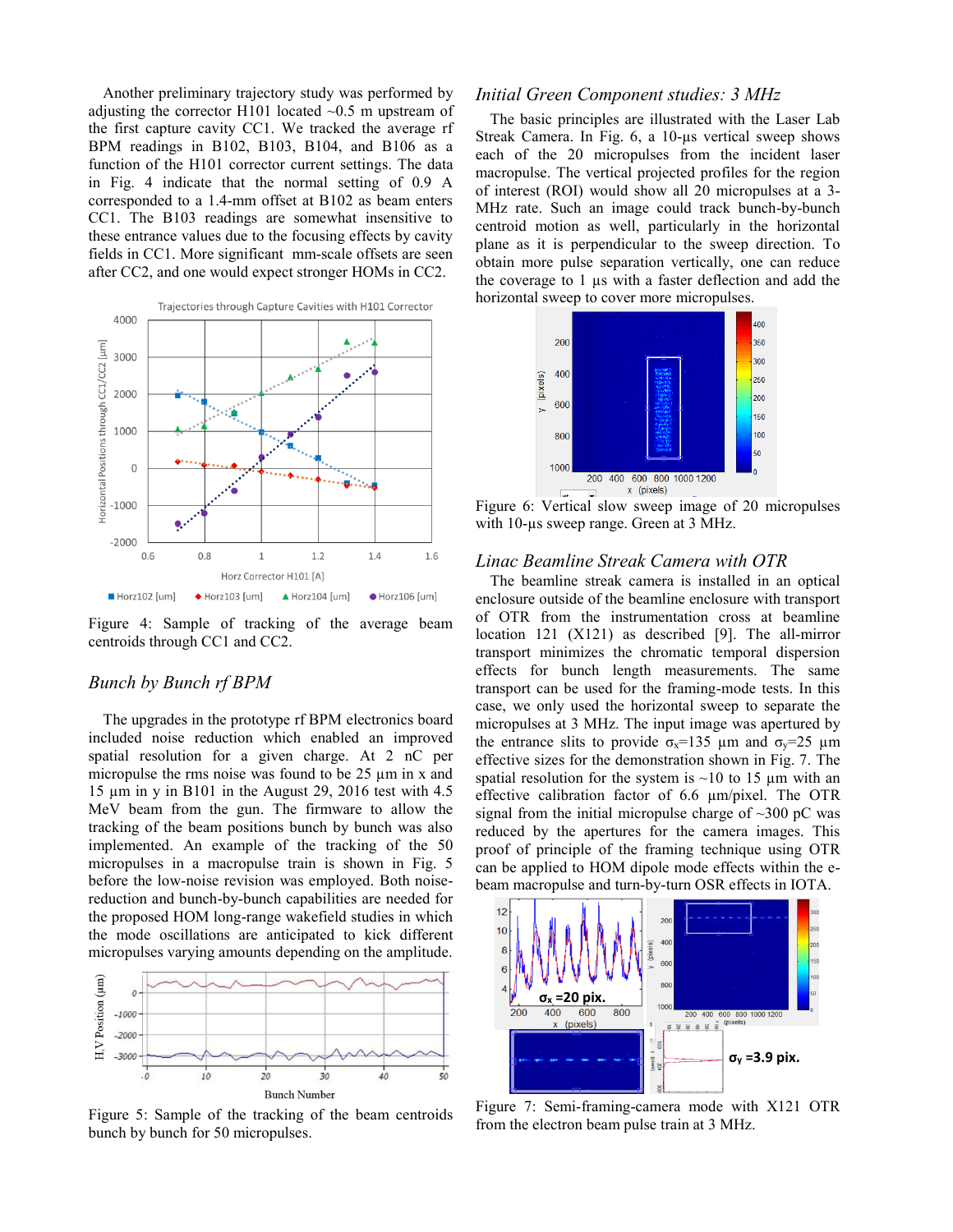Another preliminary trajectory study was performed by adjusting the corrector H101 located ~0.5 m upstream of the first capture cavity CC1. We tracked the average rf BPM readings in B102, B103, B104, and B106 as a function of the H101 corrector current settings. The data in Fig. 4 indicate that the normal setting of 0.9 A corresponded to a 1.4-mm offset at B102 as beam enters CC1. The B103 readings are somewhat insensitive to these entrance values due to the focusing effects by cavity fields in CC1. More significant mm-scale offsets are seen after CC2, and one would expect stronger HOMs in CC2.

Figure 4: Sample of tracking of the average beam centroids through CC1 and CC2.

### *Bunch by Bunch rf BPM*

The upgrades in the prototype rf BPM electronics board included noise reduction which enabled an improved spatial resolution for a given charge. At 2 nC per micropulse the rms noise was found to be 25 µm in x and 15 µm in y in B101 in the August 29, 2016 test with 4.5 MeV beam from the gun. The firmware to allow the tracking of the beam positions bunch by bunch was also implemented. An example of the tracking of the 50 micropulses in a macropulse train is shown in Fig. 5 before the low-noise revision was employed. Both noise-reduction and bunch-by-bunch capabilities are needed for the proposed HOM long-range wakefield studies in which the mode oscillations are anticipated to kick different micropulses varying amounts depending on the amplitude.

Figure 5: Sample of the tracking of the beam centroids bunch by bunch for 50 micropulses.

### *Initial Green Component studies: 3 MHz*

The basic principles are illustrated with the Laser Lab Streak Camera. In Fig. 6, a 10-µs vertical sweep shows each of the 20 micropulses from the incident laser macropulse. The vertical projected profiles for the region of interest (ROI) would show all 20 micropulses at a 3-MHz rate. Such an image could track bunch-by-bunch centroid motion as well, particularly in the horizontal plane as it is perpendicular to the sweep direction. To obtain more pulse separation vertically, one can reduce the coverage to 1 µs with a faster deflection and add the horizontal sweep to cover more micropulses.

Figure 6: Vertical slow sweep image of 20 micropulses with 10-µs sweep range. Green at 3 MHz.

### *Linac Beamline Streak Camera with OTR*

The beamline streak camera is installed in an optical enclosure outside of the beamline enclosure with transport of OTR from the instrumentation cross at beamline location 121 (X121) as described [9]. The all-mirror transport minimizes the chromatic temporal dispersion effects for bunch length measurements. The same transport can be used for the framing-mode tests. In this case, we only used the horizontal sweep to separate the micropulses at 3 MHz. The input image was apertured by the entrance slits to provide $\sigma_x$=135 µm and $\sigma_y$=25 µm effective sizes for the demonstration shown in Fig. 7. The spatial resolution for the system is ~10 to 15 µm with an effective calibration factor of 6.6 µm/pixel. The OTR signal from the initial micropulse charge of ~300 pC was reduced by the apertures for the camera images. This proof of principle of the framing technique using OTR can be applied to HOM dipole mode effects within the e-beam macropulse and turn-by-turn OSR effects in IOTA.

Figure 7: Semi-framing-camera mode with X121 OTR from the electron beam pulse train at 3 MHz.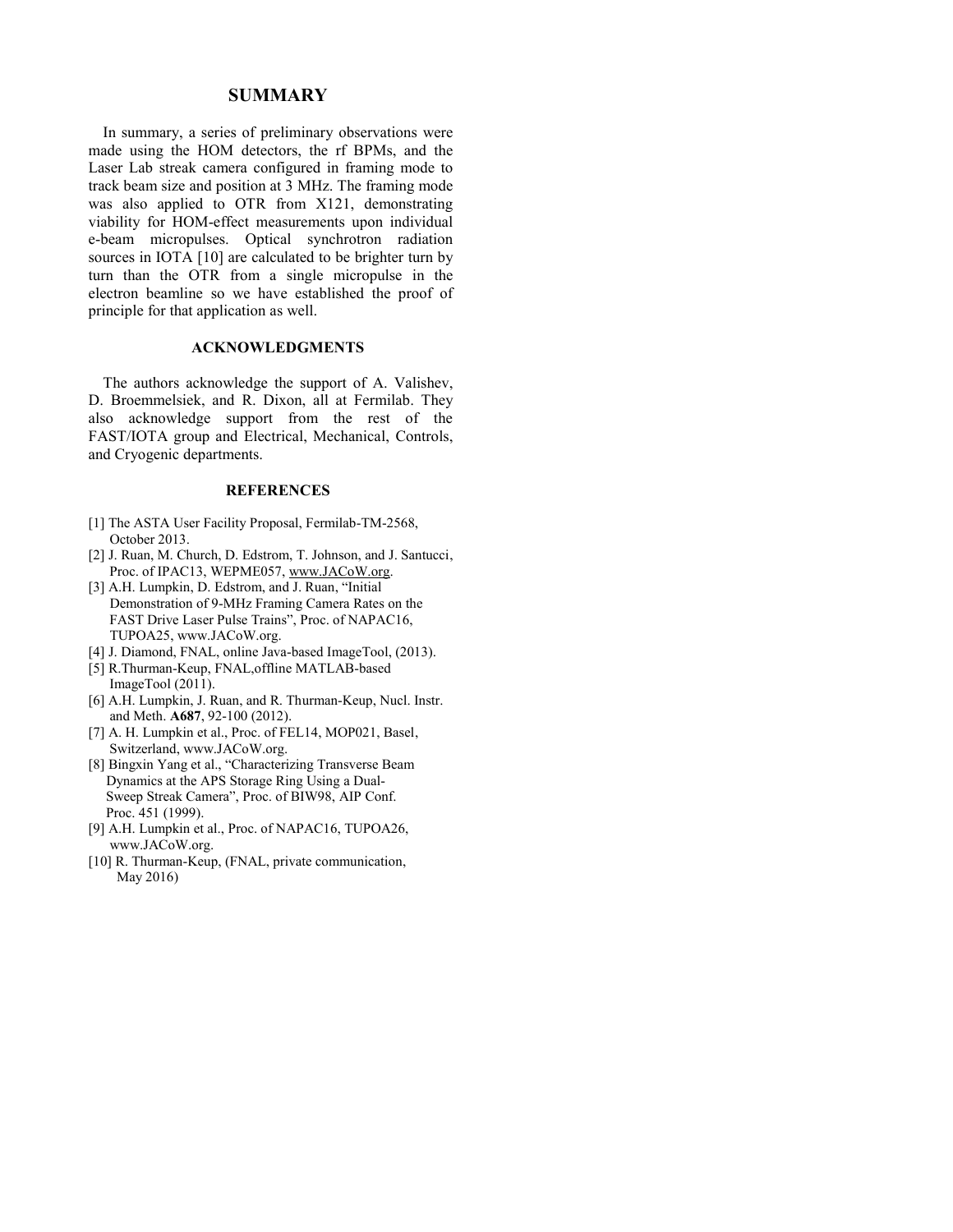## SUMMARY

In summary, a series of preliminary observations were made using the HOM detectors, the rf BPMs, and the Laser Lab streak camera configured in framing mode to track beam size and position at 3 MHz. The framing mode was also applied to OTR from X121, demonstrating viability for HOM-effect measurements upon individual e-beam micropulses. Optical synchrotron radiation sources in IOTA [10] are calculated to be brighter turn by turn than the OTR from a single micropulse in the electron beamline so we have established the proof of principle for that application as well.

### ACKNOWLEDGMENTS

The authors acknowledge the support of A. Valishev, D. Broemmelsiek, and R. Dixon, all at Fermilab. They also acknowledge support from the rest of the FAST/IOTA group and Electrical, Mechanical, Controls, and Cryogenic departments.

### REFERENCES

[1] The ASTA User Facility Proposal, Fermilab-TM-2568, October 2013.
[2] J. Ruan, M. Church, D. Edstrom, T. Johnson, and J. Santucci, Proc. of IPAC13, WEPME057, www.JACoW.org.
[3] A.H. Lumpkin, D. Edstrom, and J. Ruan, "Initial Demonstration of 9-MHz Framing Camera Rates on the FAST Drive Laser Pulse Trains", Proc. of NAPAC16, TUPOA25, www.JACoW.org.
[4] J. Diamond, FNAL, online Java-based ImageTool, (2013).
[5] R.Thurman-Keup, FNAL,offline MATLAB-based ImageTool (2011).
[6] A.H. Lumpkin, J. Ruan, and R. Thurman-Keup, Nucl. Instr. and Meth. **A687**, 92-100 (2012).
[7] A. H. Lumpkin et al., Proc. of FEL14, MOP021, Basel, Switzerland, www.JACoW.org.
[8] Bingxin Yang et al., "Characterizing Transverse Beam Dynamics at the APS Storage Ring Using a Dual-Sweep Streak Camera", Proc. of BIW98, AIP Conf. Proc. 451 (1999).
[9] A.H. Lumpkin et al., Proc. of NAPAC16, TUPOA26, www.JACoW.org.
[10] R. Thurman-Keup, (FNAL, private communication, May 2016)